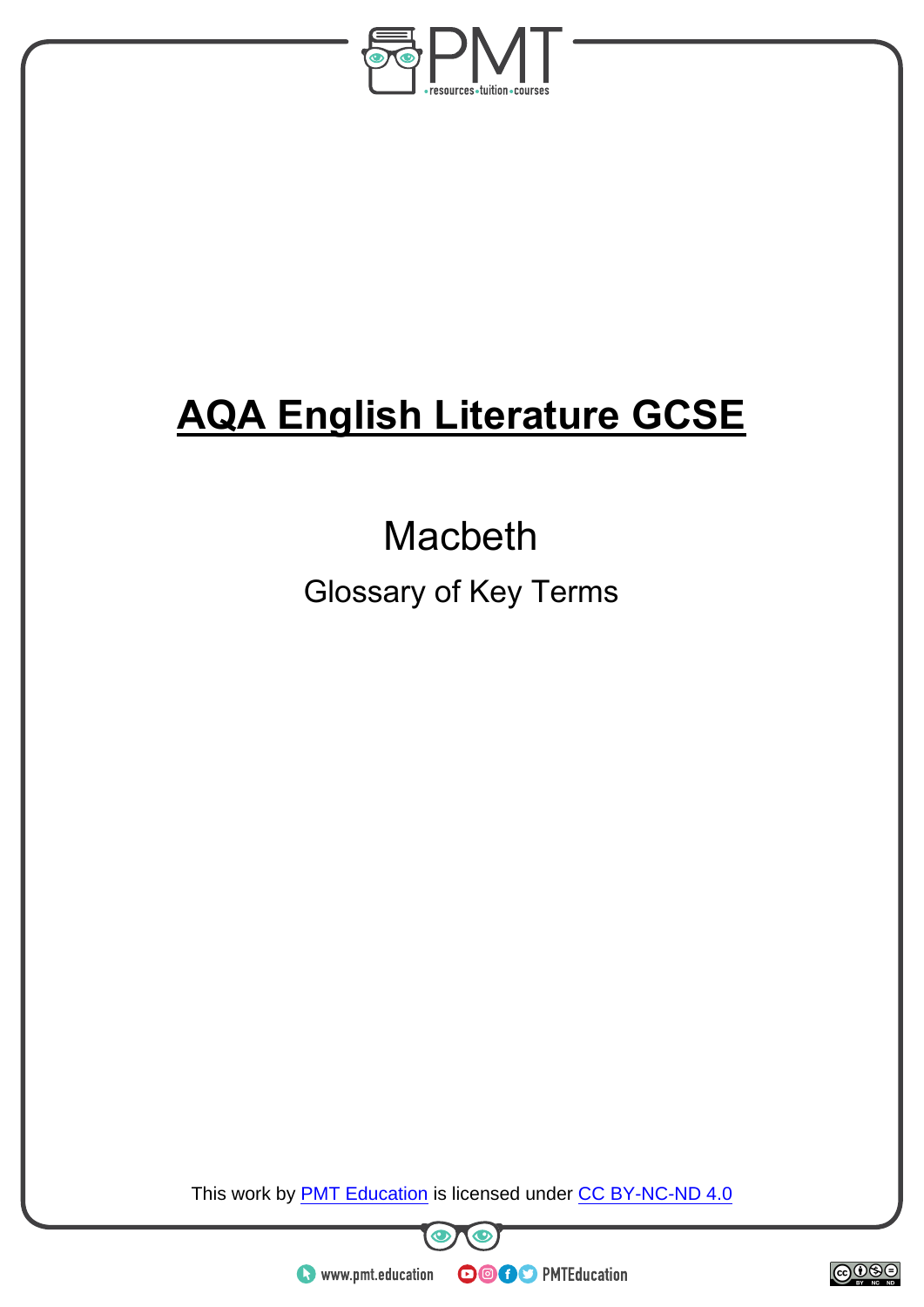# AQA English Literature GCSE

## Macbeth

### Glossary of Key Terms

This work by PMT Education is licensed under CC BY-NC-ND 4.0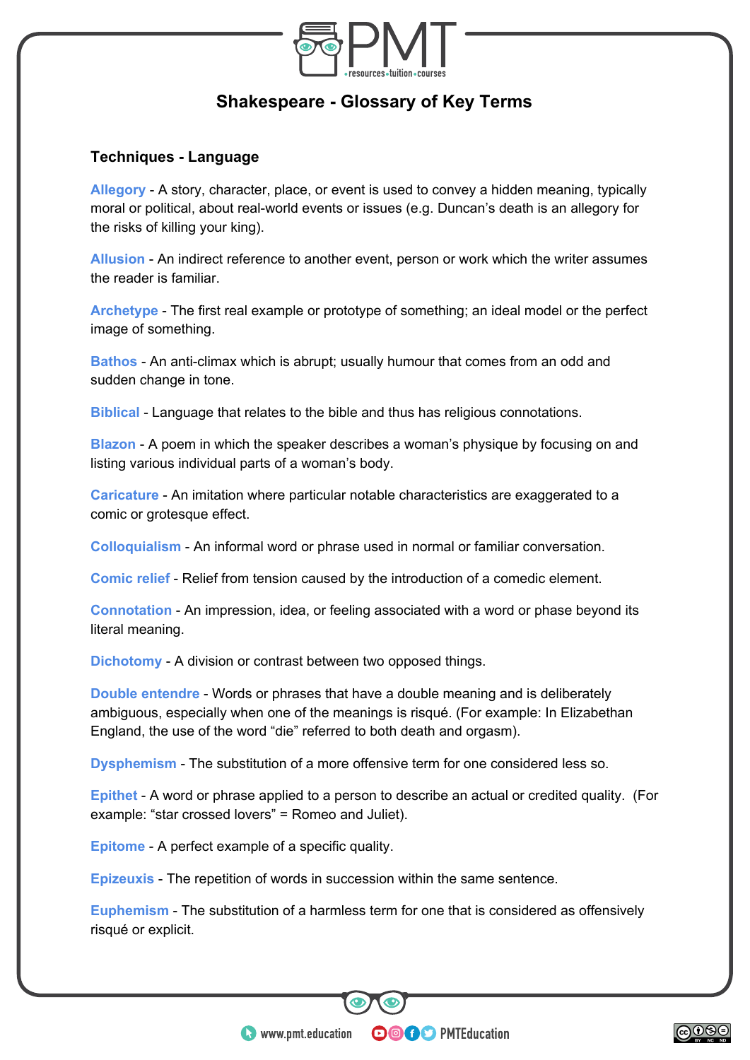# Shakespeare - Glossary of Key Terms

## Techniques - Language

**Allegory** - A story, character, place, or event is used to convey a hidden meaning, typically moral or political, about real-world events or issues (e.g. Duncan's death is an allegory for the risks of killing your king).

**Allusion** - An indirect reference to another event, person or work which the writer assumes the reader is familiar.

**Archetype** - The first real example or prototype of something; an ideal model or the perfect image of something.

**Bathos** - An anti-climax which is abrupt; usually humour that comes from an odd and sudden change in tone.

**Biblical** - Language that relates to the bible and thus has religious connotations.

**Blazon** - A poem in which the speaker describes a woman's physique by focusing on and listing various individual parts of a woman's body.

**Caricature** - An imitation where particular notable characteristics are exaggerated to a comic or grotesque effect.

**Colloquialism** - An informal word or phrase used in normal or familiar conversation.

**Comic relief** - Relief from tension caused by the introduction of a comedic element.

**Connotation** - An impression, idea, or feeling associated with a word or phase beyond its literal meaning.

**Dichotomy** - A division or contrast between two opposed things.

**Double entendre** - Words or phrases that have a double meaning and is deliberately ambiguous, especially when one of the meanings is risqué. (For example: In Elizabethan England, the use of the word "die" referred to both death and orgasm).

**Dysphemism** - The substitution of a more offensive term for one considered less so.

**Epithet** - A word or phrase applied to a person to describe an actual or credited quality. (For example: "star crossed lovers" = Romeo and Juliet).

**Epitome** - A perfect example of a specific quality.

**Epizeuxis** - The repetition of words in succession within the same sentence.

**Euphemism** - The substitution of a harmless term for one that is considered as offensively risqué or explicit.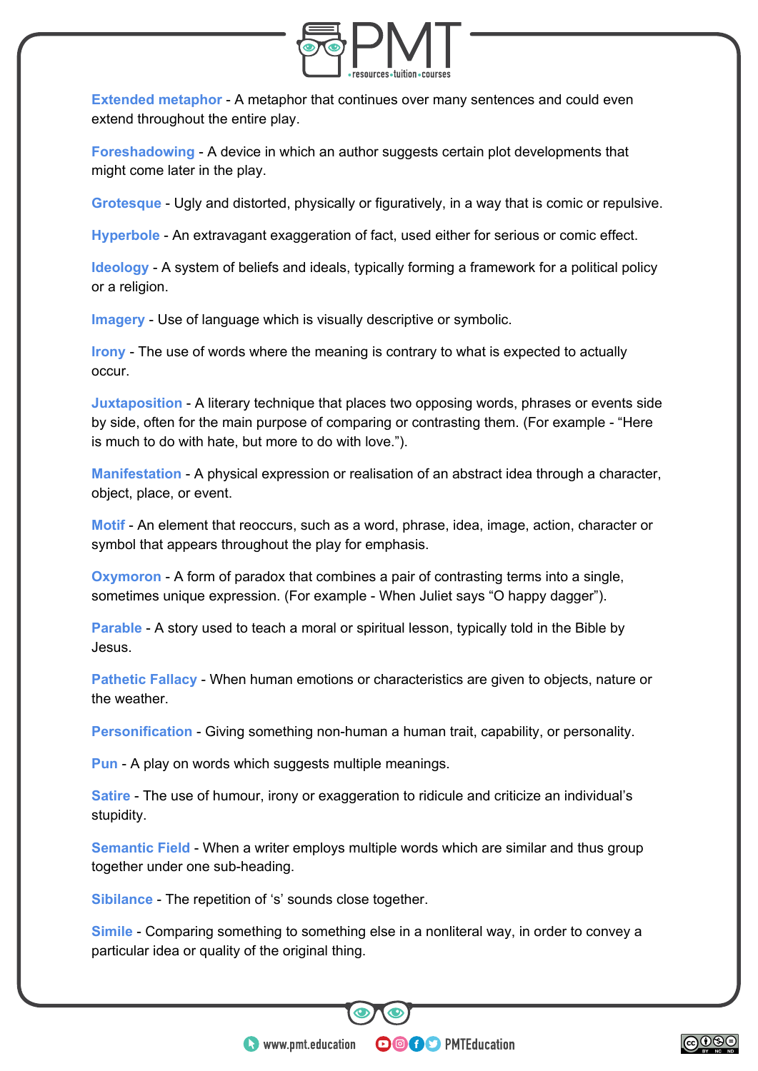**Extended metaphor** - A metaphor that continues over many sentences and could even extend throughout the entire play.

**Foreshadowing** - A device in which an author suggests certain plot developments that might come later in the play.

**Grotesque** - Ugly and distorted, physically or figuratively, in a way that is comic or repulsive.

**Hyperbole** - An extravagant exaggeration of fact, used either for serious or comic effect.

**Ideology** - A system of beliefs and ideals, typically forming a framework for a political policy or a religion.

**Imagery** - Use of language which is visually descriptive or symbolic.

**Irony** - The use of words where the meaning is contrary to what is expected to actually occur.

**Juxtaposition** - A literary technique that places two opposing words, phrases or events side by side, often for the main purpose of comparing or contrasting them. (For example - "Here is much to do with hate, but more to do with love.").

**Manifestation** - A physical expression or realisation of an abstract idea through a character, object, place, or event.

**Motif** - An element that reoccurs, such as a word, phrase, idea, image, action, character or symbol that appears throughout the play for emphasis.

**Oxymoron** - A form of paradox that combines a pair of contrasting terms into a single, sometimes unique expression. (For example - When Juliet says "O happy dagger").

**Parable** - A story used to teach a moral or spiritual lesson, typically told in the Bible by Jesus.

**Pathetic Fallacy** - When human emotions or characteristics are given to objects, nature or the weather.

**Personification** - Giving something non-human a human trait, capability, or personality.

**Pun** - A play on words which suggests multiple meanings.

**Satire** - The use of humour, irony or exaggeration to ridicule and criticize an individual's stupidity.

**Semantic Field** - When a writer employs multiple words which are similar and thus group together under one sub-heading.

**Sibilance** - The repetition of 's' sounds close together.

**Simile** - Comparing something to something else in a nonliteral way, in order to convey a particular idea or quality of the original thing.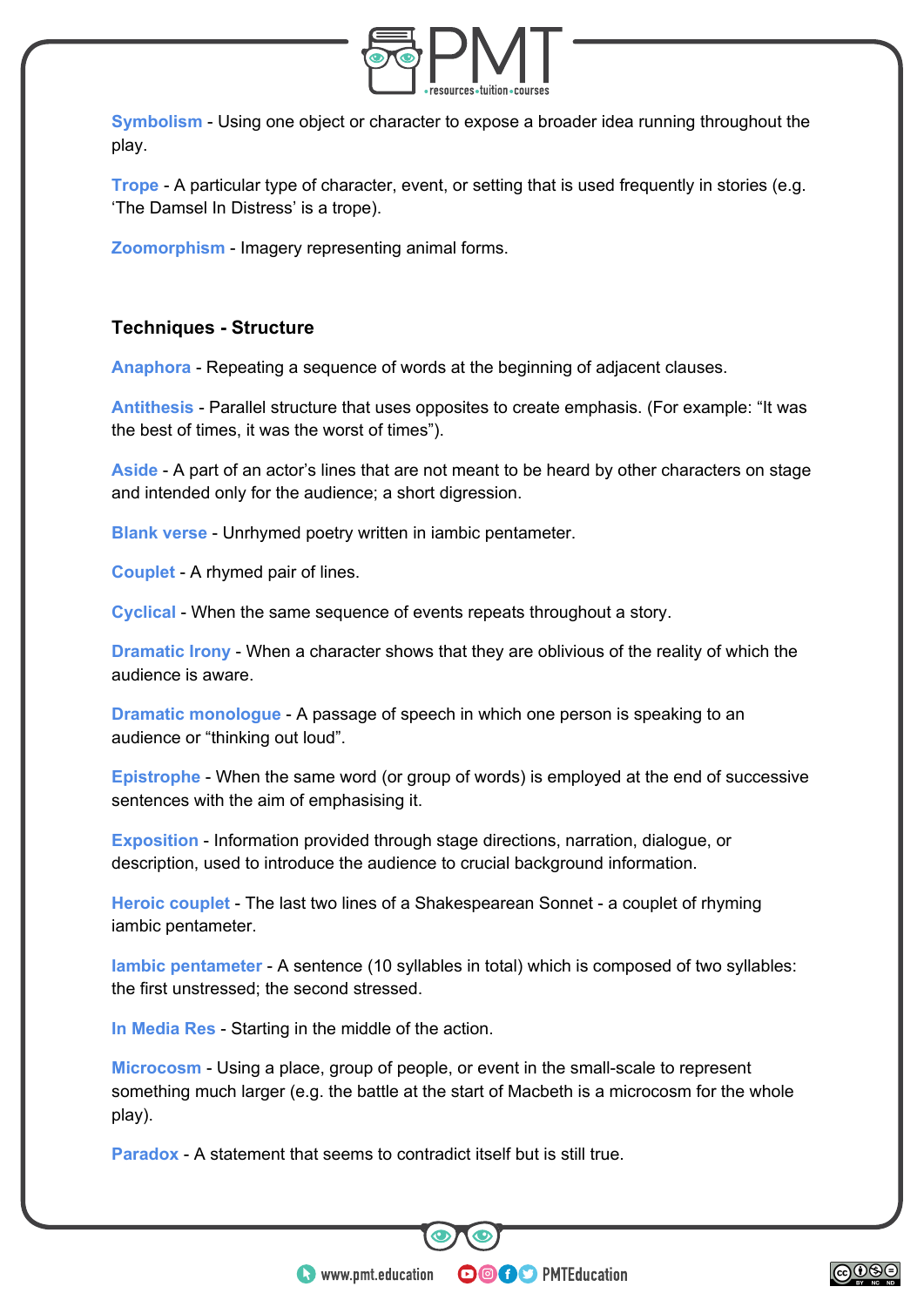**Symbolism** - Using one object or character to expose a broader idea running throughout the play.

**Trope** - A particular type of character, event, or setting that is used frequently in stories (e.g. 'The Damsel In Distress' is a trope).

**Zoomorphism** - Imagery representing animal forms.

### Techniques - Structure

**Anaphora** - Repeating a sequence of words at the beginning of adjacent clauses.

**Antithesis** - Parallel structure that uses opposites to create emphasis. (For example: "It was the best of times, it was the worst of times").

**Aside** - A part of an actor's lines that are not meant to be heard by other characters on stage and intended only for the audience; a short digression.

**Blank verse** - Unrhymed poetry written in iambic pentameter.

**Couplet** - A rhymed pair of lines.

**Cyclical** - When the same sequence of events repeats throughout a story.

**Dramatic Irony** - When a character shows that they are oblivious of the reality of which the audience is aware.

**Dramatic monologue** - A passage of speech in which one person is speaking to an audience or "thinking out loud".

**Epistrophe** - When the same word (or group of words) is employed at the end of successive sentences with the aim of emphasising it.

**Exposition** - Information provided through stage directions, narration, dialogue, or description, used to introduce the audience to crucial background information.

**Heroic couplet** - The last two lines of a Shakespearean Sonnet - a couplet of rhyming iambic pentameter.

**Iambic pentameter** - A sentence (10 syllables in total) which is composed of two syllables: the first unstressed; the second stressed.

**In Media Res** - Starting in the middle of the action.

**Microcosm** - Using a place, group of people, or event in the small-scale to represent something much larger (e.g. the battle at the start of Macbeth is a microcosm for the whole play).

**Paradox** - A statement that seems to contradict itself but is still true.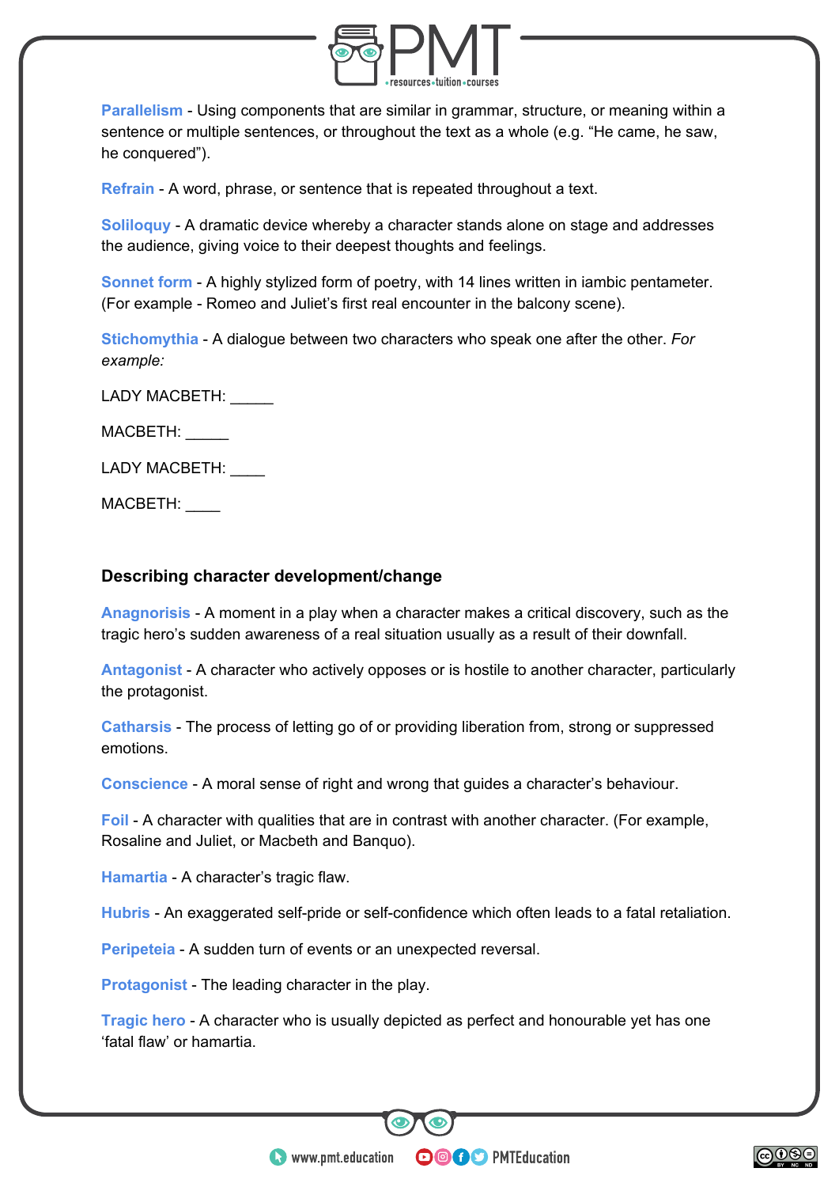**Parallelism** - Using components that are similar in grammar, structure, or meaning within a sentence or multiple sentences, or throughout the text as a whole (e.g. "He came, he saw, he conquered").

**Refrain** - A word, phrase, or sentence that is repeated throughout a text.

**Soliloquy** - A dramatic device whereby a character stands alone on stage and addresses the audience, giving voice to their deepest thoughts and feelings.

**Sonnet form** - A highly stylized form of poetry, with 14 lines written in iambic pentameter. (For example - Romeo and Juliet's first real encounter in the balcony scene).

**Stichomythia** - A dialogue between two characters who speak one after the other. *For example:*

LADY MACBETH: _____

MACBETH: _____

LADY MACBETH: ____

MACBETH: ____

### Describing character development/change

**Anagnorisis** - A moment in a play when a character makes a critical discovery, such as the tragic hero's sudden awareness of a real situation usually as a result of their downfall.

**Antagonist** - A character who actively opposes or is hostile to another character, particularly the protagonist.

**Catharsis** - The process of letting go of or providing liberation from, strong or suppressed emotions.

**Conscience** - A moral sense of right and wrong that guides a character's behaviour.

**Foil** - A character with qualities that are in contrast with another character. (For example, Rosaline and Juliet, or Macbeth and Banquo).

**Hamartia** - A character's tragic flaw.

**Hubris** - An exaggerated self-pride or self-confidence which often leads to a fatal retaliation.

**Peripeteia** - A sudden turn of events or an unexpected reversal.

**Protagonist** - The leading character in the play.

**Tragic hero** - A character who is usually depicted as perfect and honourable yet has one 'fatal flaw' or hamartia.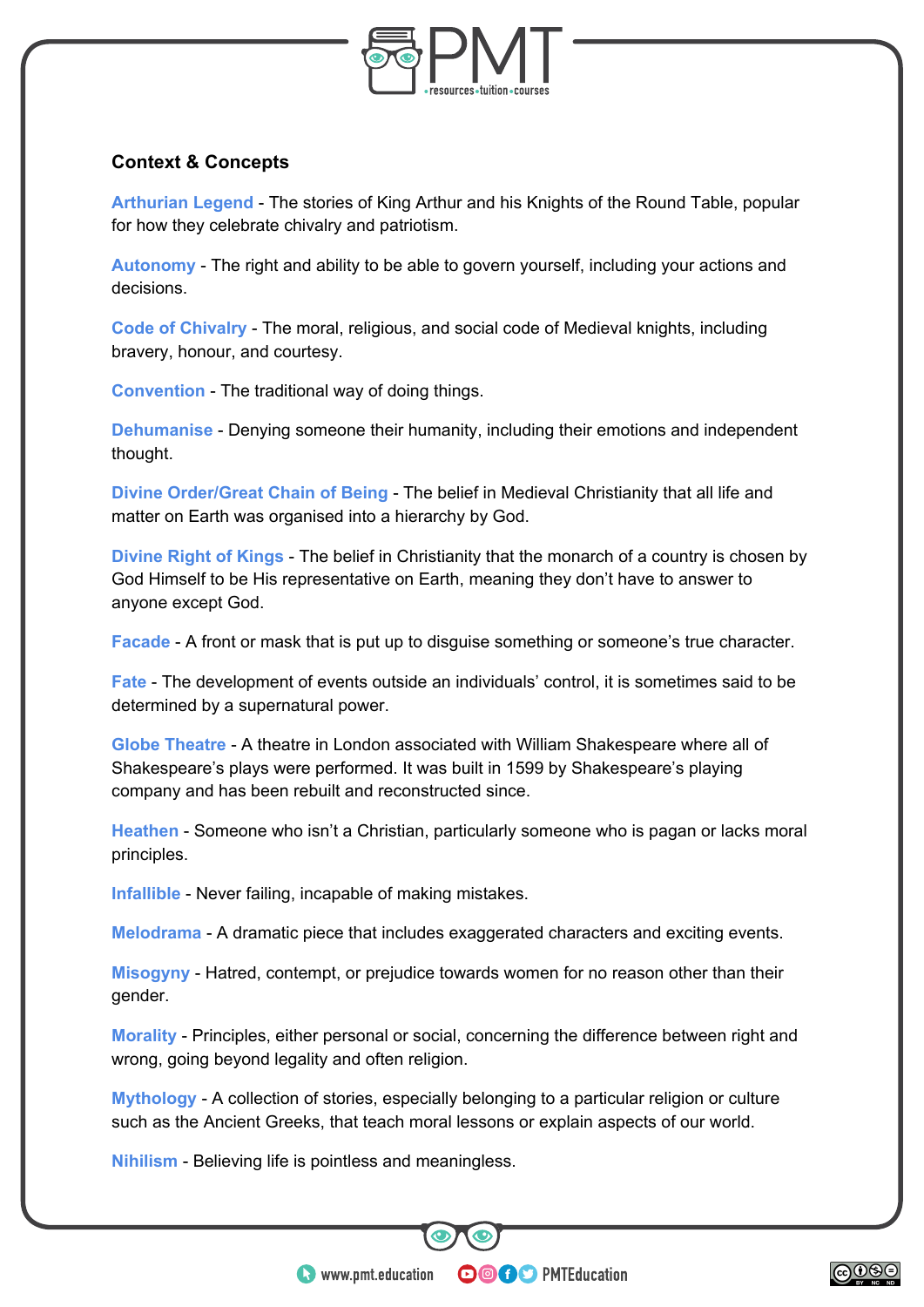## Context & Concepts

**Arthurian Legend** - The stories of King Arthur and his Knights of the Round Table, popular for how they celebrate chivalry and patriotism.

**Autonomy** - The right and ability to be able to govern yourself, including your actions and decisions.

**Code of Chivalry** - The moral, religious, and social code of Medieval knights, including bravery, honour, and courtesy.

**Convention** - The traditional way of doing things.

**Dehumanise** - Denying someone their humanity, including their emotions and independent thought.

**Divine Order/Great Chain of Being** - The belief in Medieval Christianity that all life and matter on Earth was organised into a hierarchy by God.

**Divine Right of Kings** - The belief in Christianity that the monarch of a country is chosen by God Himself to be His representative on Earth, meaning they don't have to answer to anyone except God.

**Facade** - A front or mask that is put up to disguise something or someone's true character.

**Fate** - The development of events outside an individuals' control, it is sometimes said to be determined by a supernatural power.

**Globe Theatre** - A theatre in London associated with William Shakespeare where all of Shakespeare's plays were performed. It was built in 1599 by Shakespeare's playing company and has been rebuilt and reconstructed since.

**Heathen** - Someone who isn't a Christian, particularly someone who is pagan or lacks moral principles.

**Infallible** - Never failing, incapable of making mistakes.

**Melodrama** - A dramatic piece that includes exaggerated characters and exciting events.

**Misogyny** - Hatred, contempt, or prejudice towards women for no reason other than their gender.

**Morality** - Principles, either personal or social, concerning the difference between right and wrong, going beyond legality and often religion.

**Mythology** - A collection of stories, especially belonging to a particular religion or culture such as the Ancient Greeks, that teach moral lessons or explain aspects of our world.

**Nihilism** - Believing life is pointless and meaningless.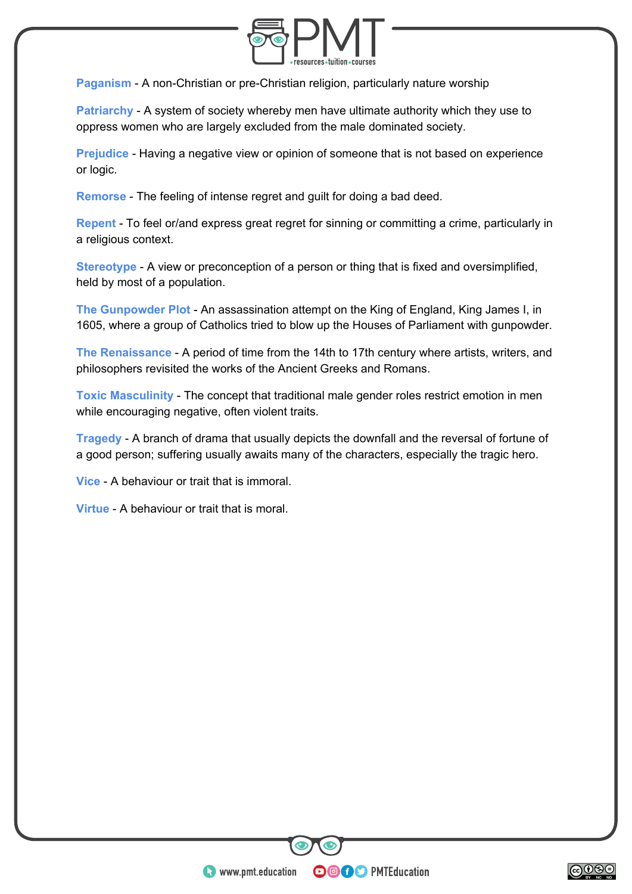**Paganism** - A non-Christian or pre-Christian religion, particularly nature worship

**Patriarchy** - A system of society whereby men have ultimate authority which they use to oppress women who are largely excluded from the male dominated society.

**Prejudice** - Having a negative view or opinion of someone that is not based on experience or logic.

**Remorse** - The feeling of intense regret and guilt for doing a bad deed.

**Repent** - To feel or/and express great regret for sinning or committing a crime, particularly in a religious context.

**Stereotype** - A view or preconception of a person or thing that is fixed and oversimplified, held by most of a population.

**The Gunpowder Plot** - An assassination attempt on the King of England, King James I, in 1605, where a group of Catholics tried to blow up the Houses of Parliament with gunpowder.

**The Renaissance** - A period of time from the 14th to 17th century where artists, writers, and philosophers revisited the works of the Ancient Greeks and Romans.

**Toxic Masculinity** - The concept that traditional male gender roles restrict emotion in men while encouraging negative, often violent traits.

**Tragedy** - A branch of drama that usually depicts the downfall and the reversal of fortune of a good person; suffering usually awaits many of the characters, especially the tragic hero.

**Vice** - A behaviour or trait that is immoral.

**Virtue** - A behaviour or trait that is moral.